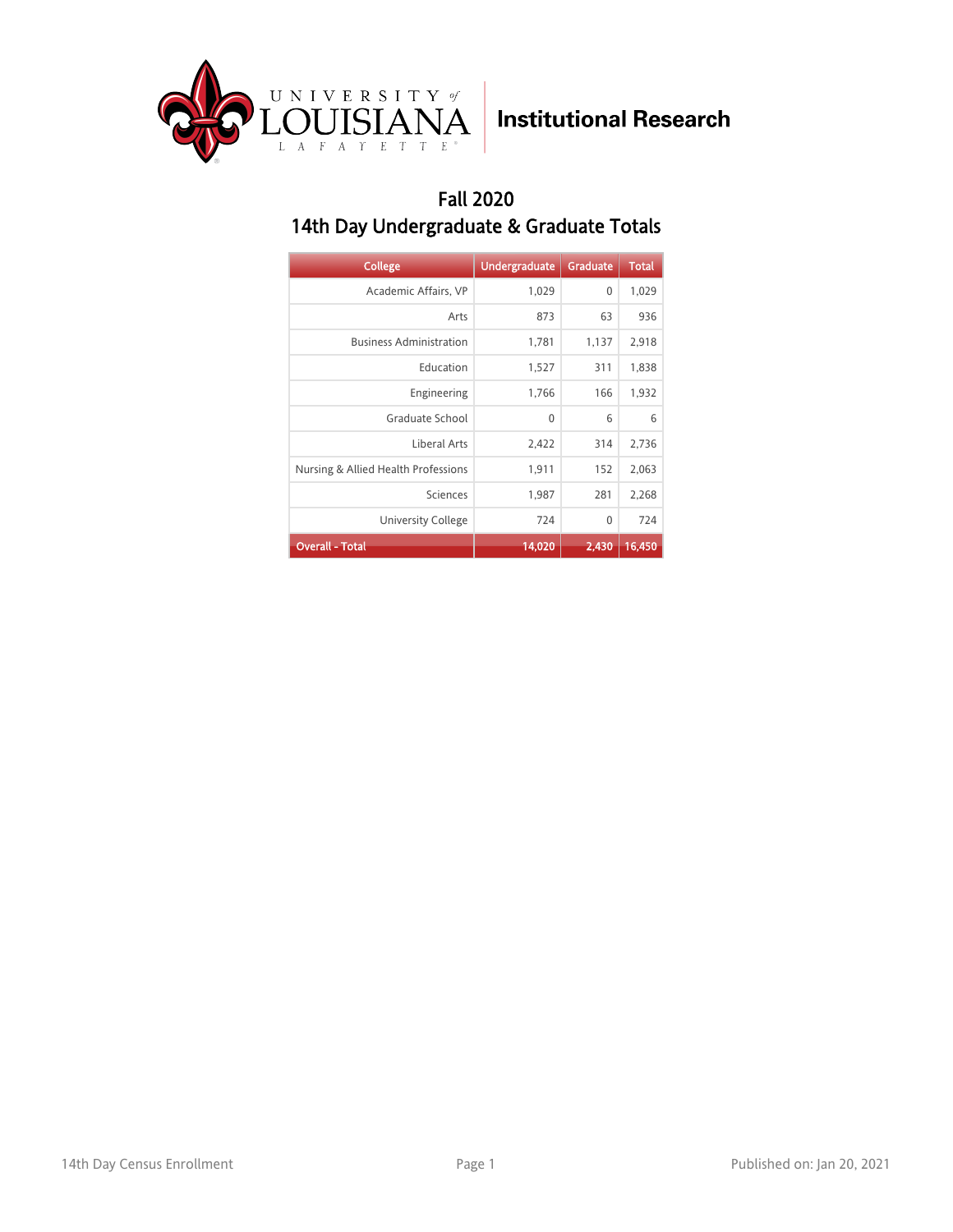University of Louisiana Lafayette — Institutional Research

# Fall 2020

## 14th Day Undergraduate & Graduate Totals

| College | Undergraduate | Graduate | Total |
|---|---|---|---|
| Academic Affairs, VP | 1,029 | 0 | 1,029 |
| Arts | 873 | 63 | 936 |
| Business Administration | 1,781 | 1,137 | 2,918 |
| Education | 1,527 | 311 | 1,838 |
| Engineering | 1,766 | 166 | 1,932 |
| Graduate School | 0 | 6 | 6 |
| Liberal Arts | 2,422 | 314 | 2,736 |
| Nursing & Allied Health Professions | 1,911 | 152 | 2,063 |
| Sciences | 1,987 | 281 | 2,268 |
| University College | 724 | 0 | 724 |
| **Overall - Total** | **14,020** | **2,430** | **16,450** |

14th Day Census Enrollment — Published on: Jan 20, 2021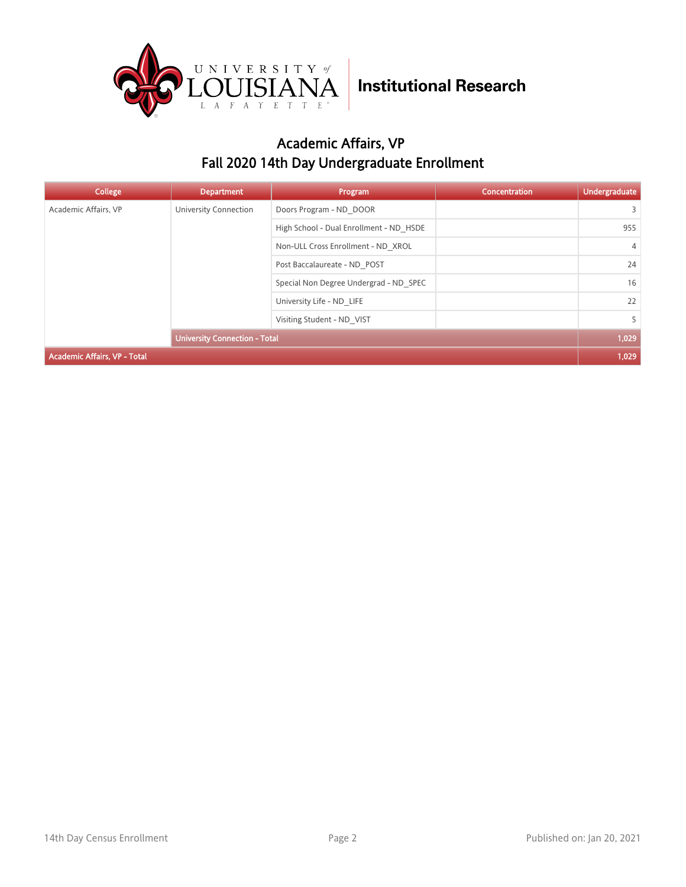Institutional Research

## Academic Affairs, VP
## Fall 2020 14th Day Undergraduate Enrollment

| College | Department | Program | Concentration | Undergraduate |
|---|---|---|---|---|
| Academic Affairs, VP | University Connection | Doors Program - ND_DOOR | | 3 |
| | | High School - Dual Enrollment - ND_HSDE | | 955 |
| | | Non-ULL Cross Enrollment - ND_XROL | | 4 |
| | | Post Baccalaureate - ND_POST | | 24 |
| | | Special Non Degree Undergrad - ND_SPEC | | 16 |
| | | University Life - ND_LIFE | | 22 |
| | | Visiting Student - ND_VIST | | 5 |
| | **University Connection - Total** | | | **1,029** |
| **Academic Affairs, VP - Total** | | | | **1,029** |

14th Day Census Enrollment

Published on: Jan 20, 2021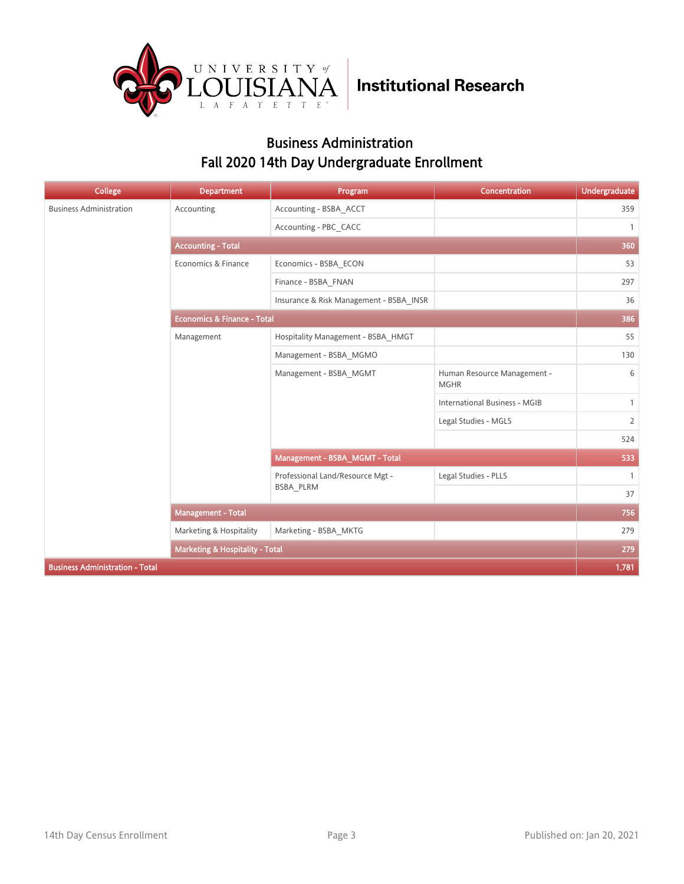## Business Administration
## Fall 2020 14th Day Undergraduate Enrollment

| College | Department | Program | Concentration | Undergraduate |
|---|---|---|---|---|
| Business Administration | Accounting | Accounting - BSBA_ACCT | | 359 |
| | | Accounting - PBC_CACC | | 1 |
| | **Accounting - Total** | | | **360** |
| | Economics & Finance | Economics - BSBA_ECON | | 53 |
| | | Finance - BSBA_FNAN | | 297 |
| | | Insurance & Risk Management - BSBA_INSR | | 36 |
| | **Economics & Finance - Total** | | | **386** |
| | Management | Hospitality Management - BSBA_HMGT | | 55 |
| | | Management - BSBA_MGMO | | 130 |
| | | Management - BSBA_MGMT | Human Resource Management - MGHR | 6 |
| | | | International Business - MGIB | 1 |
| | | | Legal Studies - MGLS | 2 |
| | | | | 524 |
| | | **Management - BSBA_MGMT - Total** | | **533** |
| | | Professional Land/Resource Mgt - BSBA_PLRM | Legal Studies - PLLS | 1 |
| | | | | 37 |
| | **Management - Total** | | | **756** |
| | Marketing & Hospitality | Marketing - BSBA_MKTG | | 279 |
| | **Marketing & Hospitality - Total** | | | **279** |
| **Business Administration - Total** | | | | **1,781** |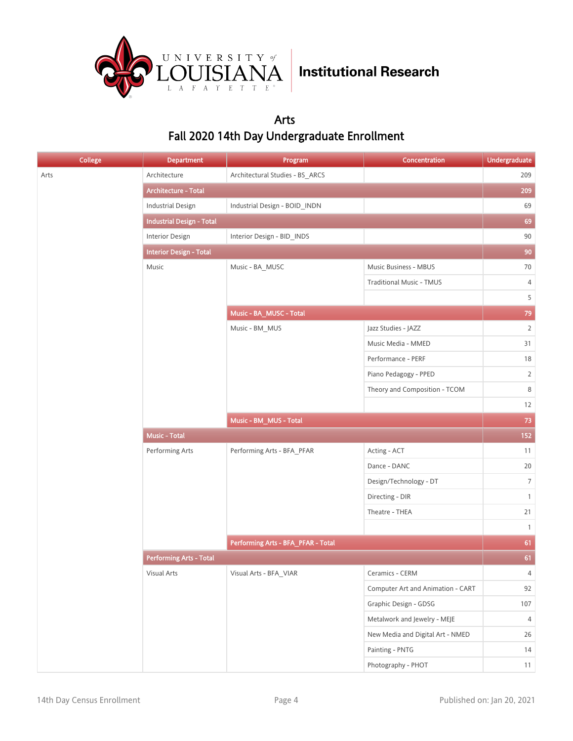**Institutional Research**

## Arts
## Fall 2020 14th Day Undergraduate Enrollment

| College | Department | Program | Concentration | Undergraduate |
|---|---|---|---|---|
| Arts | Architecture | Architectural Studies - BS_ARCS | | 209 |
| | **Architecture - Total** | | | **209** |
| | Industrial Design | Industrial Design - BOID_INDN | | 69 |
| | **Industrial Design - Total** | | | **69** |
| | Interior Design | Interior Design - BID_INDS | | 90 |
| | **Interior Design - Total** | | | **90** |
| | Music | Music - BA_MUSC | Music Business - MBUS | 70 |
| | | | Traditional Music - TMUS | 4 |
| | | | | 5 |
| | | **Music - BA_MUSC - Total** | | **79** |
| | | Music - BM_MUS | Jazz Studies - JAZZ | 2 |
| | | | Music Media - MMED | 31 |
| | | | Performance - PERF | 18 |
| | | | Piano Pedagogy - PPED | 2 |
| | | | Theory and Composition - TCOM | 8 |
| | | | | 12 |
| | | **Music - BM_MUS - Total** | | **73** |
| | **Music - Total** | | | **152** |
| | Performing Arts | Performing Arts - BFA_PFAR | Acting - ACT | 11 |
| | | | Dance - DANC | 20 |
| | | | Design/Technology - DT | 7 |
| | | | Directing - DIR | 1 |
| | | | Theatre - THEA | 21 |
| | | | | 1 |
| | | **Performing Arts - BFA_PFAR - Total** | | **61** |
| | **Performing Arts - Total** | | | **61** |
| | Visual Arts | Visual Arts - BFA_VIAR | Ceramics - CERM | 4 |
| | | | Computer Art and Animation - CART | 92 |
| | | | Graphic Design - GDSG | 107 |
| | | | Metalwork and Jewelry - MEJE | 4 |
| | | | New Media and Digital Art - NMED | 26 |
| | | | Painting - PNTG | 14 |
| | | | Photography - PHOT | 11 |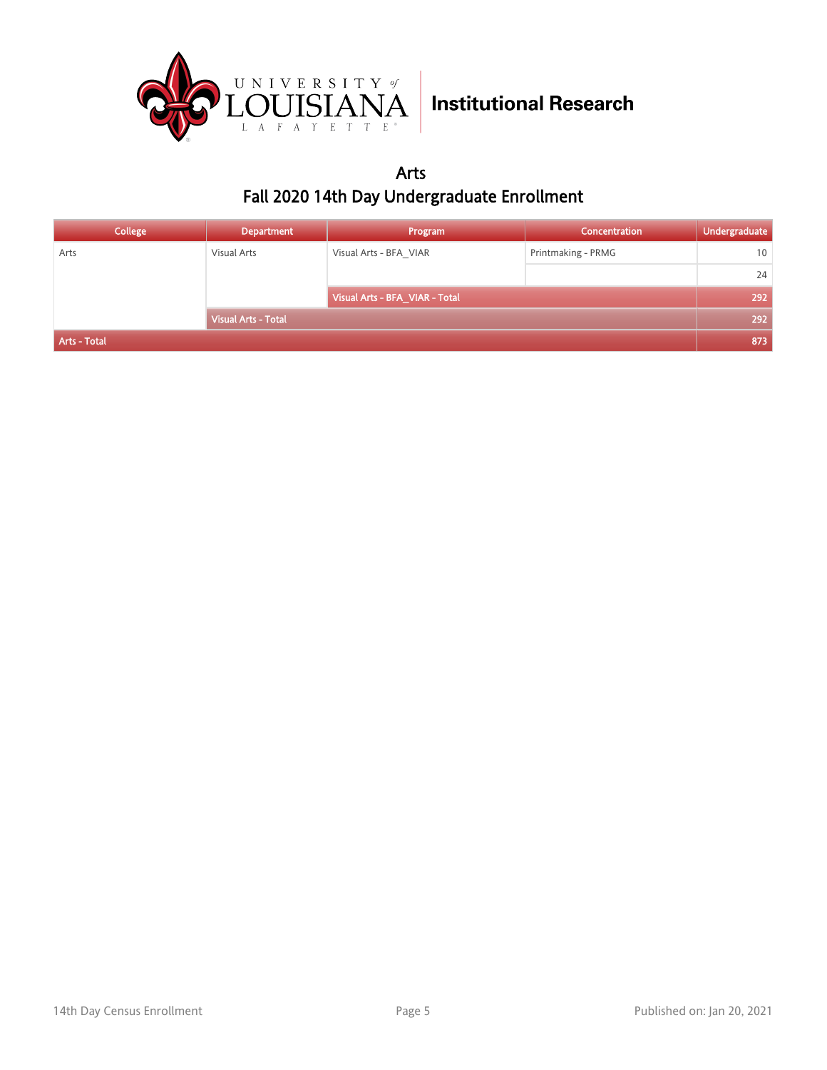# Arts

## Fall 2020 14th Day Undergraduate Enrollment

| College | Department | Program | Concentration | Undergraduate |
|---|---|---|---|---|
| Arts | Visual Arts | Visual Arts - BFA_VIAR | Printmaking - PRMG | 10 |
| | | | | 24 |
| | | Visual Arts - BFA_VIAR - Total | | 292 |
| | Visual Arts - Total | | | 292 |
| Arts - Total | | | | 873 |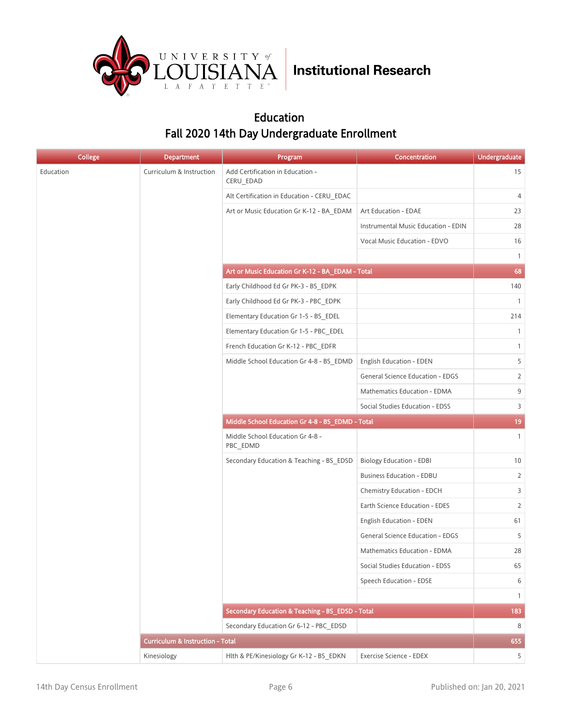Institutional Research

## Education
## Fall 2020 14th Day Undergraduate Enrollment

| College | Department | Program | Concentration | Undergraduate |
|---|---|---|---|---|
| Education | Curriculum & Instruction | Add Certification in Education - CERU_EDAD | | 15 |
| | | Alt Certification in Education - CERU_EDAC | | 4 |
| | | Art or Music Education Gr K-12 - BA_EDAM | Art Education - EDAE | 23 |
| | | | Instrumental Music Education - EDIN | 28 |
| | | | Vocal Music Education - EDVO | 16 |
| | | | | 1 |
| | | Art or Music Education Gr K-12 - BA_EDAM - Total | | 68 |
| | | Early Childhood Ed Gr PK-3 - BS_EDPK | | 140 |
| | | Early Childhood Ed Gr PK-3 - PBC_EDPK | | 1 |
| | | Elementary Education Gr 1-5 - BS_EDEL | | 214 |
| | | Elementary Education Gr 1-5 - PBC_EDEL | | 1 |
| | | French Education Gr K-12 - PBC_EDFR | | 1 |
| | | Middle School Education Gr 4-8 - BS_EDMD | English Education - EDEN | 5 |
| | | | General Science Education - EDGS | 2 |
| | | | Mathematics Education - EDMA | 9 |
| | | | Social Studies Education - EDSS | 3 |
| | | Middle School Education Gr 4-8 - BS_EDMD - Total | | 19 |
| | | Middle School Education Gr 4-8 - PBC_EDMD | | 1 |
| | | Secondary Education & Teaching - BS_EDSD | Biology Education - EDBI | 10 |
| | | | Business Education - EDBU | 2 |
| | | | Chemistry Education - EDCH | 3 |
| | | | Earth Science Education - EDES | 2 |
| | | | English Education - EDEN | 61 |
| | | | General Science Education - EDGS | 5 |
| | | | Mathematics Education - EDMA | 28 |
| | | | Social Studies Education - EDSS | 65 |
| | | | Speech Education - EDSE | 6 |
| | | | | 1 |
| | | Secondary Education & Teaching - BS_EDSD - Total | | 183 |
| | | Secondary Education Gr 6-12 - PBC_EDSD | | 8 |
| | Curriculum & Instruction - Total | | | 655 |
| | Kinesiology | Hlth & PE/Kinesiology Gr K-12 - BS_EDKN | Exercise Science - EDEX | 5 |

14th Day Census Enrollment | Published on: Jan 20, 2021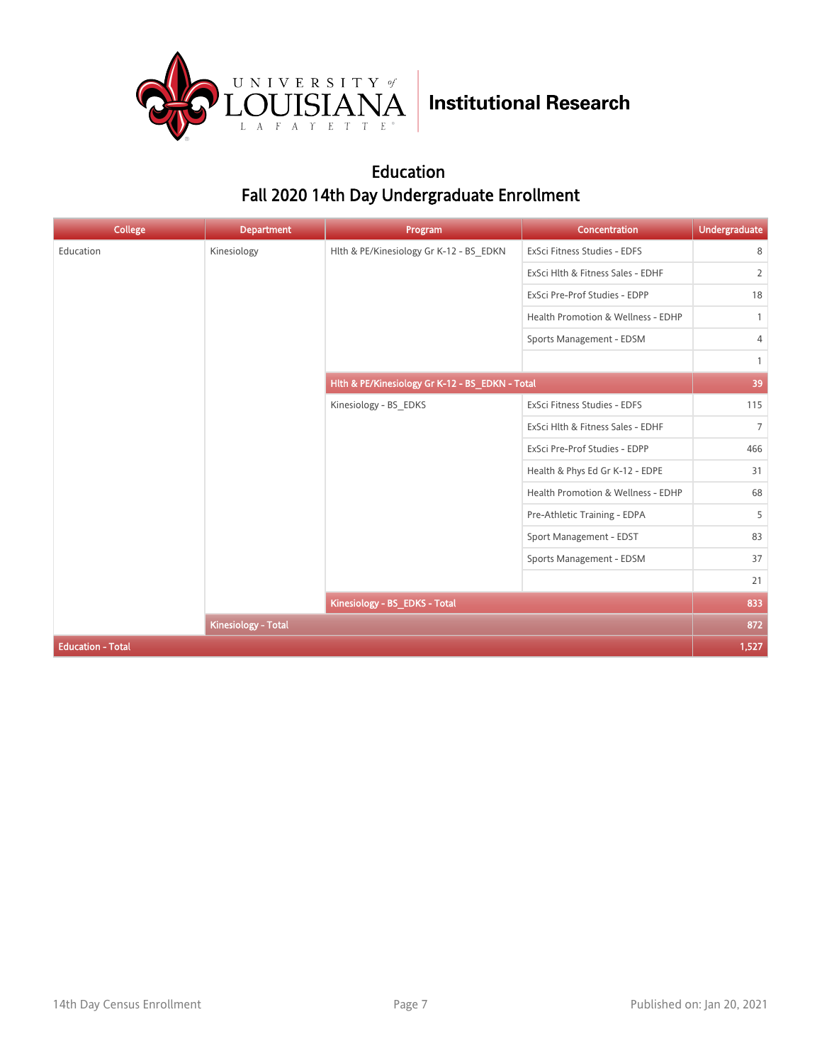# Education

## Fall 2020 14th Day Undergraduate Enrollment

| College | Department | Program | Concentration | Undergraduate |
|---|---|---|---|---|
| Education | Kinesiology | Hlth & PE/Kinesiology Gr K-12 - BS_EDKN | ExSci Fitness Studies - EDFS | 8 |
| | | | ExSci Hlth & Fitness Sales - EDHF | 2 |
| | | | ExSci Pre-Prof Studies - EDPP | 18 |
| | | | Health Promotion & Wellness - EDHP | 1 |
| | | | Sports Management - EDSM | 4 |
| | | | | 1 |
| | | Hlth & PE/Kinesiology Gr K-12 - BS_EDKN - Total | | 39 |
| | | Kinesiology - BS_EDKS | ExSci Fitness Studies - EDFS | 115 |
| | | | ExSci Hlth & Fitness Sales - EDHF | 7 |
| | | | ExSci Pre-Prof Studies - EDPP | 466 |
| | | | Health & Phys Ed Gr K-12 - EDPE | 31 |
| | | | Health Promotion & Wellness - EDHP | 68 |
| | | | Pre-Athletic Training - EDPA | 5 |
| | | | Sport Management - EDST | 83 |
| | | | Sports Management - EDSM | 37 |
| | | | | 21 |
| | | Kinesiology - BS_EDKS - Total | | 833 |
| | Kinesiology - Total | | | 872 |
| Education - Total | | | | 1,527 |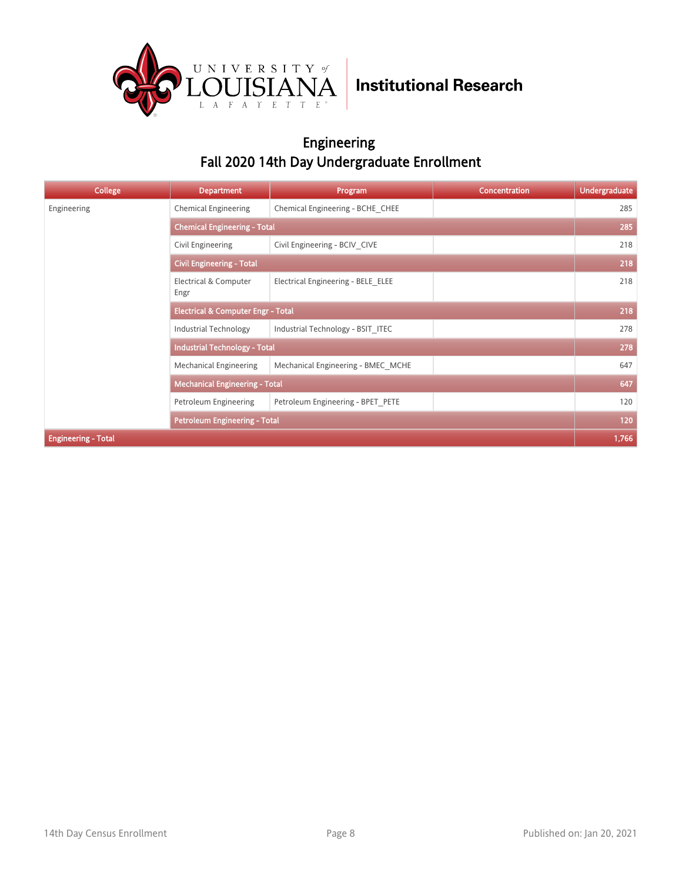## Engineering

## Fall 2020 14th Day Undergraduate Enrollment

| College | Department | Program | Concentration | Undergraduate |
|---|---|---|---|---|
| Engineering | Chemical Engineering | Chemical Engineering - BCHE_CHEE | | 285 |
| | **Chemical Engineering - Total** | | | **285** |
| | Civil Engineering | Civil Engineering - BCIV_CIVE | | 218 |
| | **Civil Engineering - Total** | | | **218** |
| | Electrical & Computer Engr | Electrical Engineering - BELE_ELEE | | 218 |
| | **Electrical & Computer Engr - Total** | | | **218** |
| | Industrial Technology | Industrial Technology - BSIT_ITEC | | 278 |
| | **Industrial Technology - Total** | | | **278** |
| | Mechanical Engineering | Mechanical Engineering - BMEC_MCHE | | 647 |
| | **Mechanical Engineering - Total** | | | **647** |
| | Petroleum Engineering | Petroleum Engineering - BPET_PETE | | 120 |
| | **Petroleum Engineering - Total** | | | **120** |
| **Engineering - Total** | | | | **1,766** |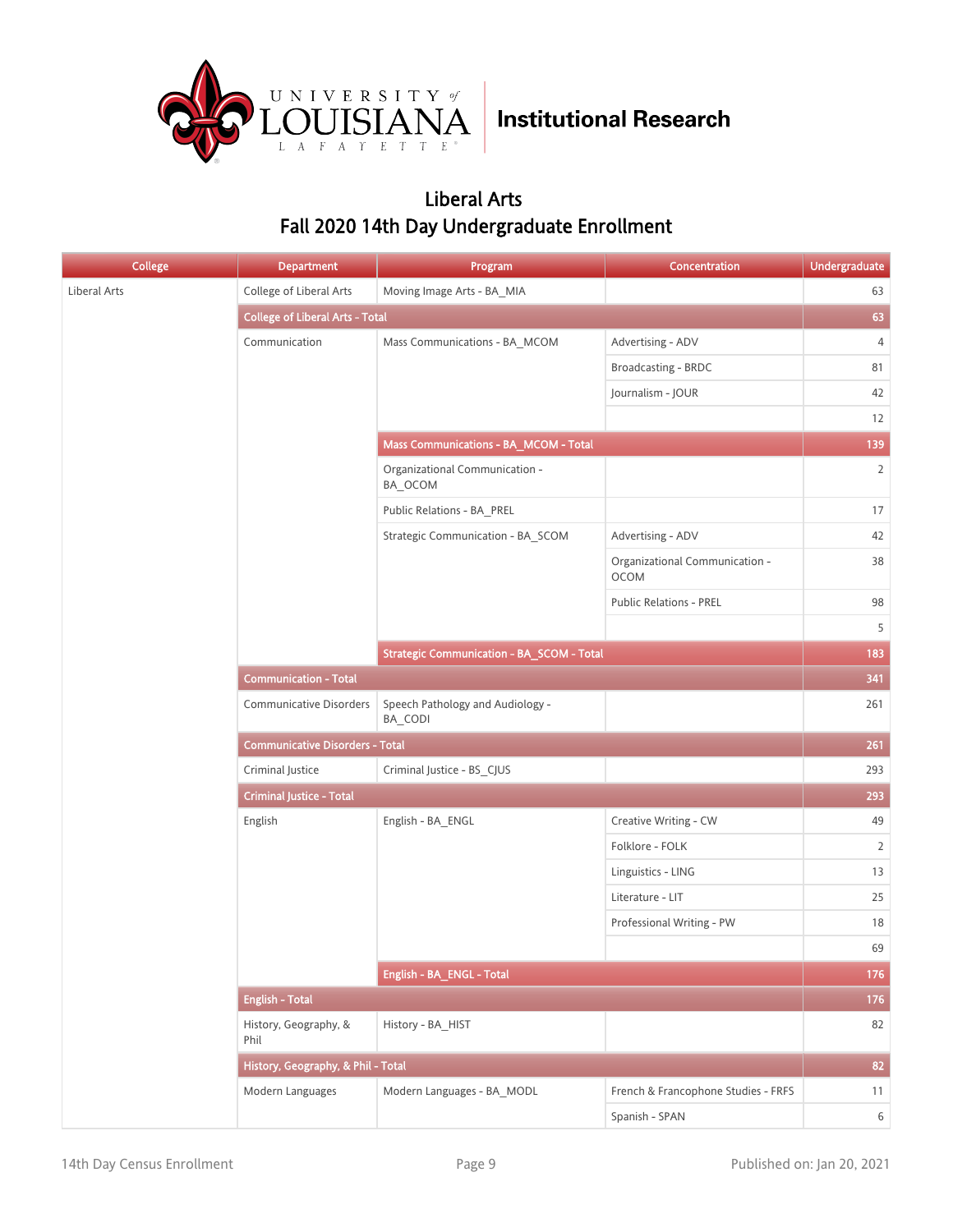## Liberal Arts

## Fall 2020 14th Day Undergraduate Enrollment

| College | Department | Program | Concentration | Undergraduate |
|---|---|---|---|---|
| Liberal Arts | College of Liberal Arts | Moving Image Arts - BA_MIA | | 63 |
| | College of Liberal Arts - Total | | | 63 |
| | Communication | Mass Communications - BA_MCOM | Advertising - ADV | 4 |
| | | | Broadcasting - BRDC | 81 |
| | | | Journalism - JOUR | 42 |
| | | | | 12 |
| | | Mass Communications - BA_MCOM - Total | | 139 |
| | | Organizational Communication - BA_OCOM | | 2 |
| | | Public Relations - BA_PREL | | 17 |
| | | Strategic Communication - BA_SCOM | Advertising - ADV | 42 |
| | | | Organizational Communication - OCOM | 38 |
| | | | Public Relations - PREL | 98 |
| | | | | 5 |
| | | Strategic Communication - BA_SCOM - Total | | 183 |
| | Communication - Total | | | 341 |
| | Communicative Disorders | Speech Pathology and Audiology - BA_CODI | | 261 |
| | Communicative Disorders - Total | | | 261 |
| | Criminal Justice | Criminal Justice - BS_CJUS | | 293 |
| | Criminal Justice - Total | | | 293 |
| | English | English - BA_ENGL | Creative Writing - CW | 49 |
| | | | Folklore - FOLK | 2 |
| | | | Linguistics - LING | 13 |
| | | | Literature - LIT | 25 |
| | | | Professional Writing - PW | 18 |
| | | | | 69 |
| | | English - BA_ENGL - Total | | 176 |
| | English - Total | | | 176 |
| | History, Geography, & Phil | History - BA_HIST | | 82 |
| | History, Geography, & Phil - Total | | | 82 |
| | Modern Languages | Modern Languages - BA_MODL | French & Francophone Studies - FRFS | 11 |
| | | | Spanish - SPAN | 6 |

14th Day Census Enrollment — Published on: Jan 20, 2021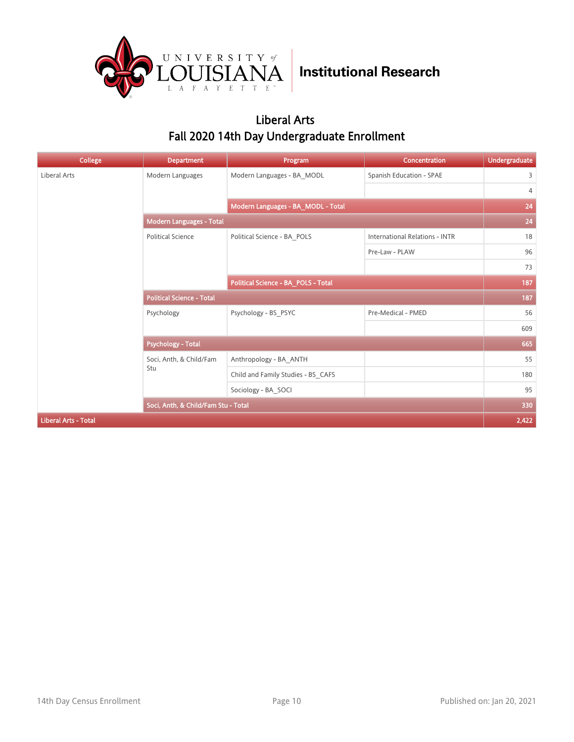Institutional Research

## Liberal Arts
## Fall 2020 14th Day Undergraduate Enrollment

| College | Department | Program | Concentration | Undergraduate |
|---|---|---|---|---|
| Liberal Arts | Modern Languages | Modern Languages - BA_MODL | Spanish Education - SPAE | 3 |
| | | | | 4 |
| | | **Modern Languages - BA_MODL - Total** | | **24** |
| | **Modern Languages - Total** | | | **24** |
| | Political Science | Political Science - BA_POLS | International Relations - INTR | 18 |
| | | | Pre-Law - PLAW | 96 |
| | | | | 73 |
| | | **Political Science - BA_POLS - Total** | | **187** |
| | **Political Science - Total** | | | **187** |
| | Psychology | Psychology - BS_PSYC | Pre-Medical - PMED | 56 |
| | | | | 609 |
| | **Psychology - Total** | | | **665** |
| | Soci, Anth, & Child/Fam Stu | Anthropology - BA_ANTH | | 55 |
| | | Child and Family Studies - BS_CAFS | | 180 |
| | | Sociology - BA_SOCI | | 95 |
| | **Soci, Anth, & Child/Fam Stu - Total** | | | **330** |
| **Liberal Arts - Total** | | | | **2,422** |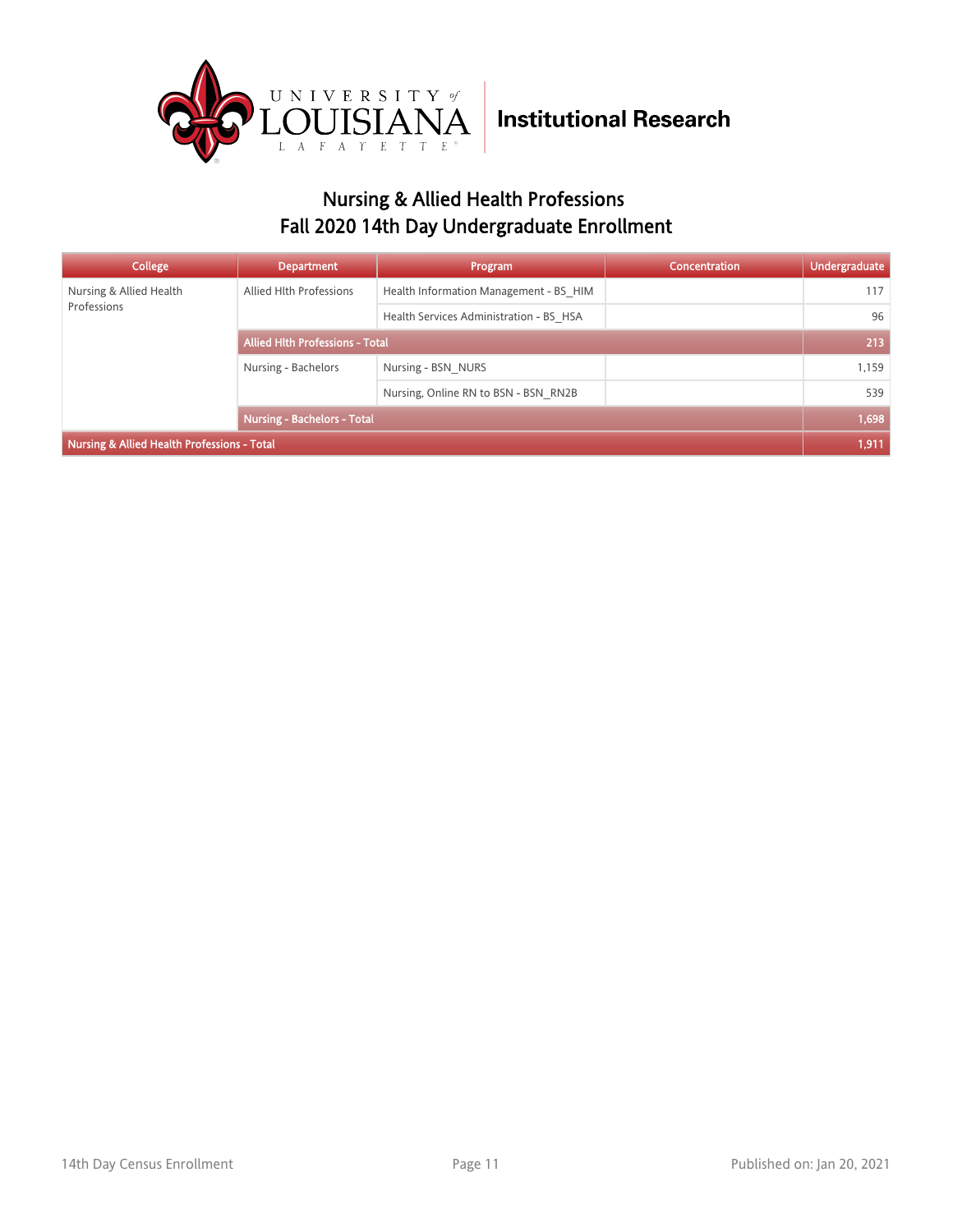Institutional Research

## Nursing & Allied Health Professions
## Fall 2020 14th Day Undergraduate Enrollment

| College | Department | Program | Concentration | Undergraduate |
|---|---|---|---|---|
| Nursing & Allied Health Professions | Allied Hlth Professions | Health Information Management - BS_HIM | | 117 |
| | | Health Services Administration - BS_HSA | | 96 |
| | **Allied Hlth Professions - Total** | | | **213** |
| | Nursing - Bachelors | Nursing - BSN_NURS | | 1,159 |
| | | Nursing, Online RN to BSN - BSN_RN2B | | 539 |
| | **Nursing - Bachelors - Total** | | | **1,698** |
| **Nursing & Allied Health Professions - Total** | | | | **1,911** |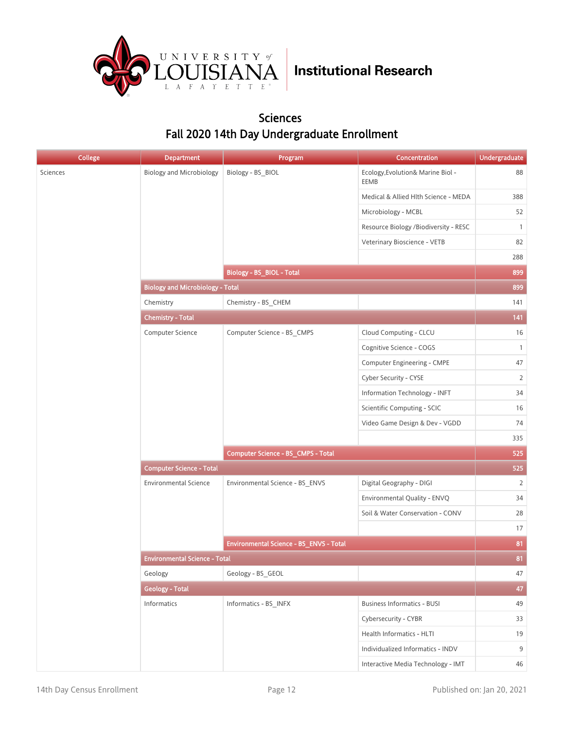Institutional Research

## Sciences
## Fall 2020 14th Day Undergraduate Enrollment

| College | Department | Program | Concentration | Undergraduate |
|---|---|---|---|---|
| Sciences | Biology and Microbiology | Biology - BS_BIOL | Ecology,Evolution& Marine Biol - EEMB | 88 |
| | | | Medical & Allied Hlth Science - MEDA | 388 |
| | | | Microbiology - MCBL | 52 |
| | | | Resource Biology /Biodiversity - RESC | 1 |
| | | | Veterinary Bioscience - VETB | 82 |
| | | | | 288 |
| | | **Biology - BS_BIOL - Total** | | **899** |
| | **Biology and Microbiology - Total** | | | **899** |
| | Chemistry | Chemistry - BS_CHEM | | 141 |
| | **Chemistry - Total** | | | **141** |
| | Computer Science | Computer Science - BS_CMPS | Cloud Computing - CLCU | 16 |
| | | | Cognitive Science - COGS | 1 |
| | | | Computer Engineering - CMPE | 47 |
| | | | Cyber Security - CYSE | 2 |
| | | | Information Technology - INFT | 34 |
| | | | Scientific Computing - SCIC | 16 |
| | | | Video Game Design & Dev - VGDD | 74 |
| | | | | 335 |
| | | **Computer Science - BS_CMPS - Total** | | **525** |
| | **Computer Science - Total** | | | **525** |
| | Environmental Science | Environmental Science - BS_ENVS | Digital Geography - DIGI | 2 |
| | | | Environmental Quality - ENVQ | 34 |
| | | | Soil & Water Conservation - CONV | 28 |
| | | | | 17 |
| | | **Environmental Science - BS_ENVS - Total** | | **81** |
| | **Environmental Science - Total** | | | **81** |
| | Geology | Geology - BS_GEOL | | 47 |
| | **Geology - Total** | | | **47** |
| | Informatics | Informatics - BS_INFX | Business Informatics - BUSI | 49 |
| | | | Cybersecurity - CYBR | 33 |
| | | | Health Informatics - HLTI | 19 |
| | | | Individualized Informatics - INDV | 9 |
| | | | Interactive Media Technology - IMT | 46 |

14th Day Census Enrollment

Published on: Jan 20, 2021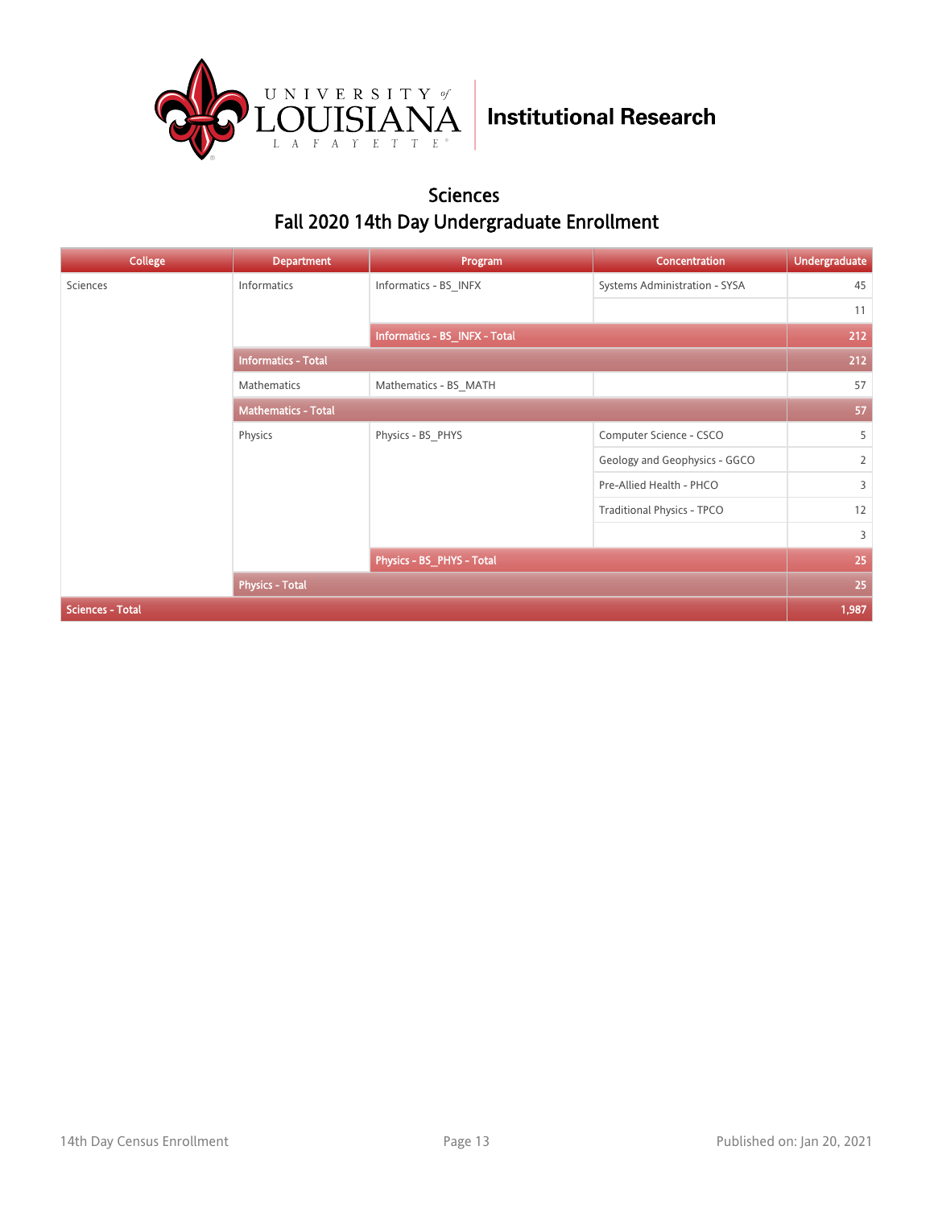Institutional Research

## Sciences
## Fall 2020 14th Day Undergraduate Enrollment

| College | Department | Program | Concentration | Undergraduate |
|---|---|---|---|---|
| Sciences | Informatics | Informatics - BS_INFX | Systems Administration - SYSA | 45 |
| | | | | 11 |
| | | Informatics - BS_INFX - Total | | 212 |
| | Informatics - Total | | | 212 |
| | Mathematics | Mathematics - BS_MATH | | 57 |
| | Mathematics - Total | | | 57 |
| | Physics | Physics - BS_PHYS | Computer Science - CSCO | 5 |
| | | | Geology and Geophysics - GGCO | 2 |
| | | | Pre-Allied Health - PHCO | 3 |
| | | | Traditional Physics - TPCO | 12 |
| | | | | 3 |
| | | Physics - BS_PHYS - Total | | 25 |
| | Physics - Total | | | 25 |
| Sciences - Total | | | | 1,987 |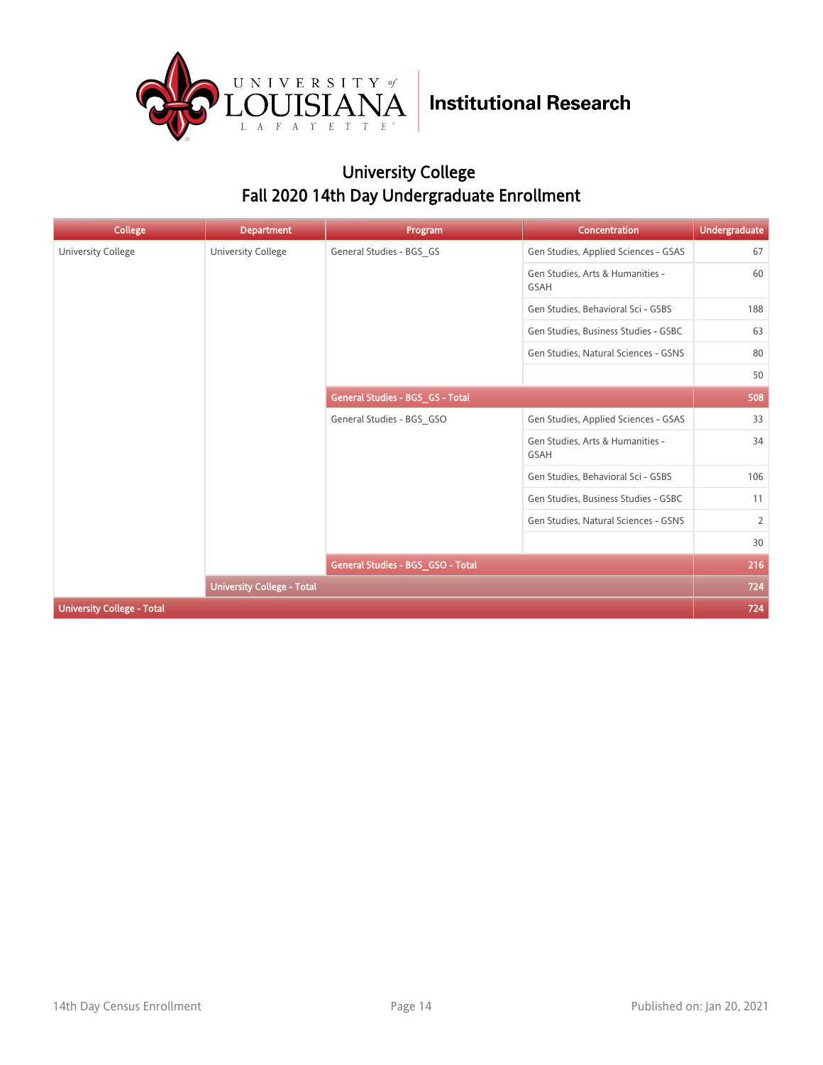Institutional Research

## University College
## Fall 2020 14th Day Undergraduate Enrollment

| College | Department | Program | Concentration | Undergraduate |
|---|---|---|---|---|
| University College | University College | General Studies - BGS_GS | Gen Studies, Applied Sciences - GSAS | 67 |
| | | | Gen Studies, Arts & Humanities - GSAH | 60 |
| | | | Gen Studies, Behavioral Sci - GSBS | 188 |
| | | | Gen Studies, Business Studies - GSBC | 63 |
| | | | Gen Studies, Natural Sciences - GSNS | 80 |
| | | | | 50 |
| | | **General Studies - BGS_GS - Total** | | **508** |
| | | General Studies - BGS_GSO | Gen Studies, Applied Sciences - GSAS | 33 |
| | | | Gen Studies, Arts & Humanities - GSAH | 34 |
| | | | Gen Studies, Behavioral Sci - GSBS | 106 |
| | | | Gen Studies, Business Studies - GSBC | 11 |
| | | | Gen Studies, Natural Sciences - GSNS | 2 |
| | | | | 30 |
| | | **General Studies - BGS_GSO - Total** | | **216** |
| | **University College - Total** | | | **724** |
| **University College - Total** | | | | **724** |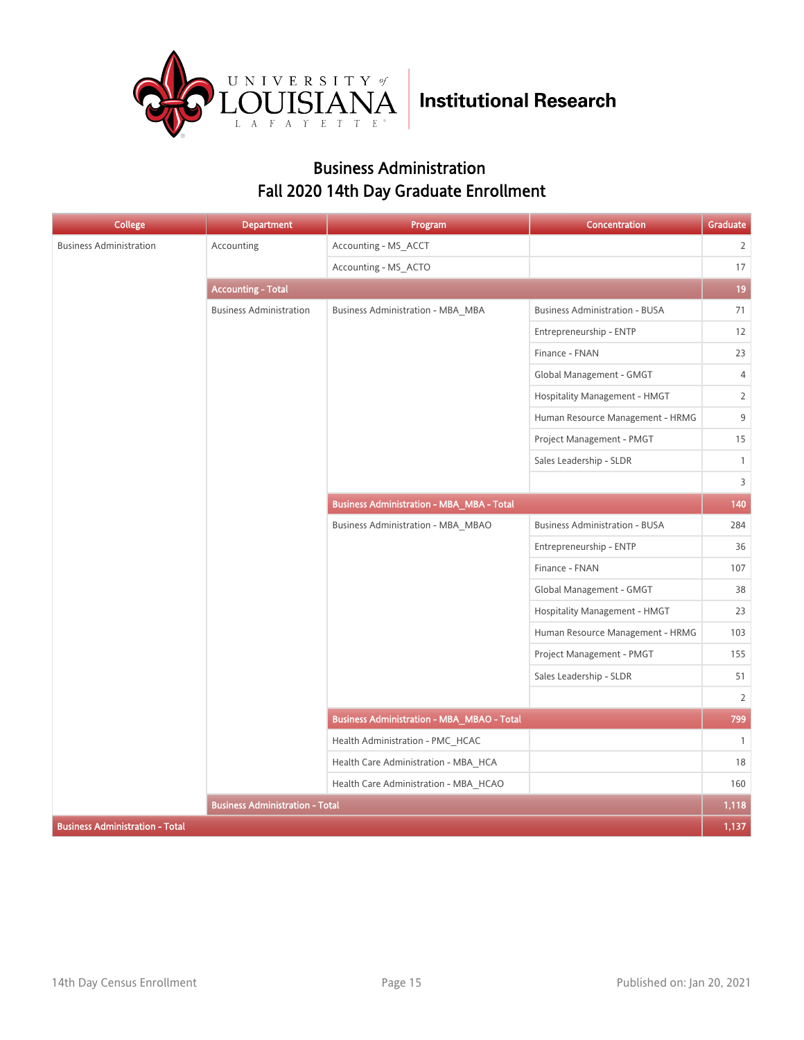University of Louisiana Lafayette | Institutional Research

## Business Administration
## Fall 2020 14th Day Graduate Enrollment

| College | Department | Program | Concentration | Graduate |
|---|---|---|---|---|
| Business Administration | Accounting | Accounting - MS_ACCT | | 2 |
| | | Accounting - MS_ACTO | | 17 |
| | **Accounting - Total** | | | **19** |
| | Business Administration | Business Administration - MBA_MBA | Business Administration - BUSA | 71 |
| | | | Entrepreneurship - ENTP | 12 |
| | | | Finance - FNAN | 23 |
| | | | Global Management - GMGT | 4 |
| | | | Hospitality Management - HMGT | 2 |
| | | | Human Resource Management - HRMG | 9 |
| | | | Project Management - PMGT | 15 |
| | | | Sales Leadership - SLDR | 1 |
| | | | | 3 |
| | | **Business Administration - MBA_MBA - Total** | | **140** |
| | | Business Administration - MBA_MBAO | Business Administration - BUSA | 284 |
| | | | Entrepreneurship - ENTP | 36 |
| | | | Finance - FNAN | 107 |
| | | | Global Management - GMGT | 38 |
| | | | Hospitality Management - HMGT | 23 |
| | | | Human Resource Management - HRMG | 103 |
| | | | Project Management - PMGT | 155 |
| | | | Sales Leadership - SLDR | 51 |
| | | | | 2 |
| | | **Business Administration - MBA_MBAO - Total** | | **799** |
| | | Health Administration - PMC_HCAC | | 1 |
| | | Health Care Administration - MBA_HCA | | 18 |
| | | Health Care Administration - MBA_HCAO | | 160 |
| | **Business Administration - Total** | | | **1,118** |
| **Business Administration - Total** | | | | **1,137** |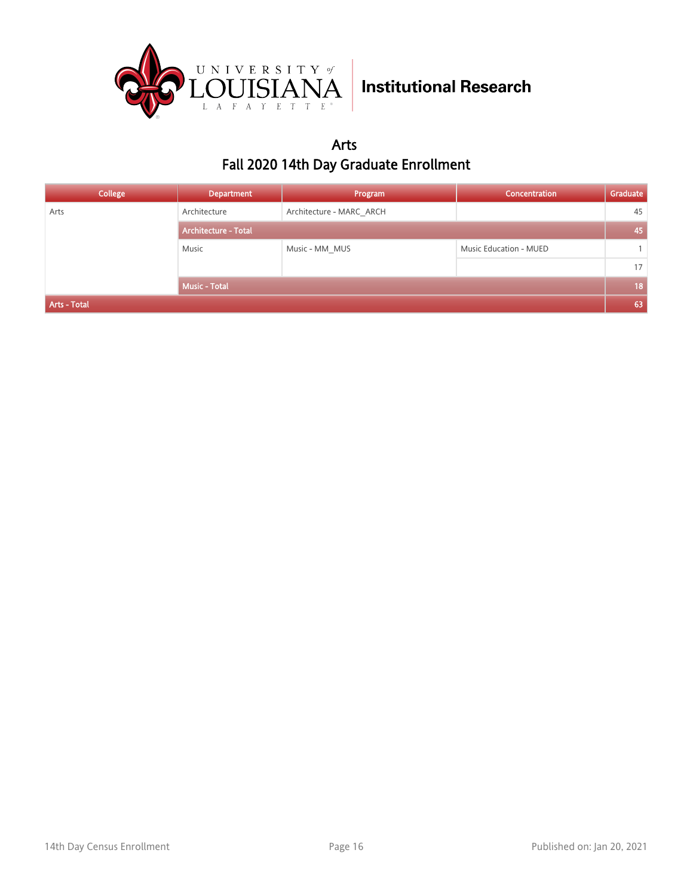Institutional Research

## Arts
## Fall 2020 14th Day Graduate Enrollment

| College | Department | Program | Concentration | Graduate |
| --- | --- | --- | --- | --- |
| Arts | Architecture | Architecture - MARC_ARCH | | 45 |
| | Architecture - Total | | | 45 |
| | Music | Music - MM_MUS | Music Education - MUED | 1 |
| | | | | 17 |
| | Music - Total | | | 18 |
| Arts - Total | | | | 63 |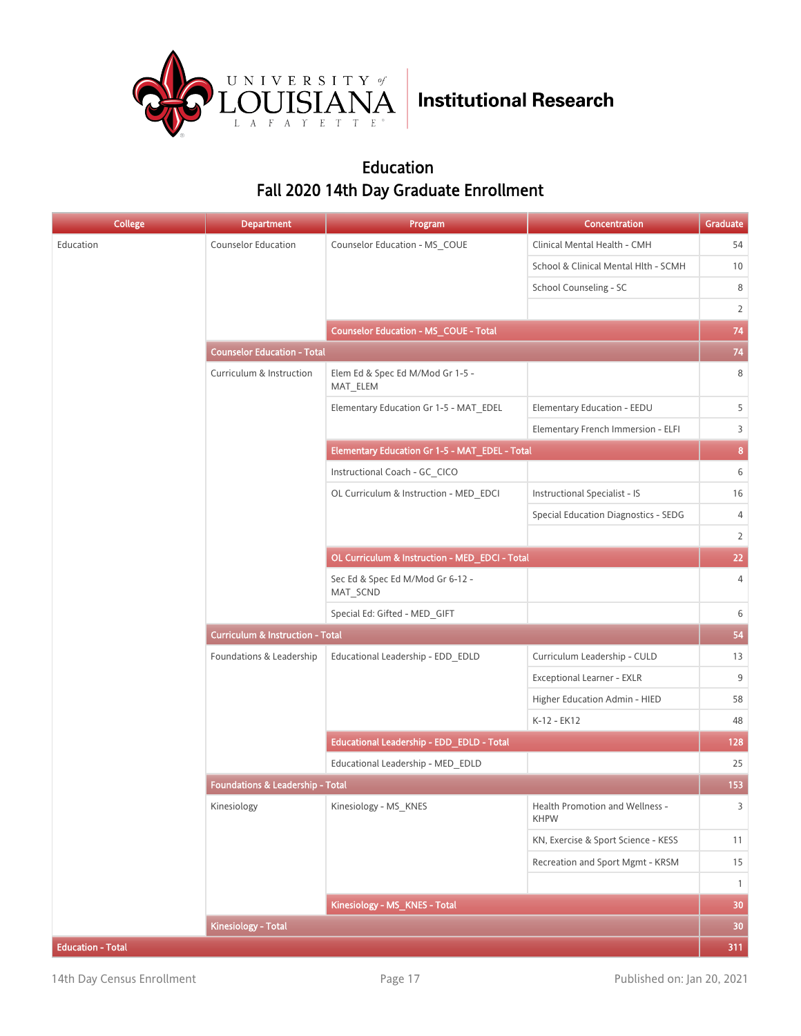# Institutional Research

## Education
## Fall 2020 14th Day Graduate Enrollment

| College | Department | Program | Concentration | Graduate |
|---|---|---|---|---|
| Education | Counselor Education | Counselor Education - MS_COUE | Clinical Mental Health - CMH | 54 |
| | | | School & Clinical Mental Hlth - SCMH | 10 |
| | | | School Counseling - SC | 8 |
| | | | | 2 |
| | | Counselor Education - MS_COUE - Total | | 74 |
| | Counselor Education - Total | | | 74 |
| | Curriculum & Instruction | Elem Ed & Spec Ed M/Mod Gr 1-5 - MAT_ELEM | | 8 |
| | | Elementary Education Gr 1-5 - MAT_EDEL | Elementary Education - EEDU | 5 |
| | | | Elementary French Immersion - ELFI | 3 |
| | | Elementary Education Gr 1-5 - MAT_EDEL - Total | | 8 |
| | | Instructional Coach - GC_CICO | | 6 |
| | | OL Curriculum & Instruction - MED_EDCI | Instructional Specialist - IS | 16 |
| | | | Special Education Diagnostics - SEDG | 4 |
| | | | | 2 |
| | | OL Curriculum & Instruction - MED_EDCI - Total | | 22 |
| | | Sec Ed & Spec Ed M/Mod Gr 6-12 - MAT_SCND | | 4 |
| | | Special Ed: Gifted - MED_GIFT | | 6 |
| | Curriculum & Instruction - Total | | | 54 |
| | Foundations & Leadership | Educational Leadership - EDD_EDLD | Curriculum Leadership - CULD | 13 |
| | | | Exceptional Learner - EXLR | 9 |
| | | | Higher Education Admin - HIED | 58 |
| | | | K-12 - EK12 | 48 |
| | | Educational Leadership - EDD_EDLD - Total | | 128 |
| | | Educational Leadership - MED_EDLD | | 25 |
| | Foundations & Leadership - Total | | | 153 |
| | Kinesiology | Kinesiology - MS_KNES | Health Promotion and Wellness - KHPW | 3 |
| | | | KN, Exercise & Sport Science - KESS | 11 |
| | | | Recreation and Sport Mgmt - KRSM | 15 |
| | | | | 1 |
| | | Kinesiology - MS_KNES - Total | | 30 |
| | Kinesiology - Total | | | 30 |
| Education - Total | | | | 311 |

14th Day Census Enrollment

Published on: Jan 20, 2021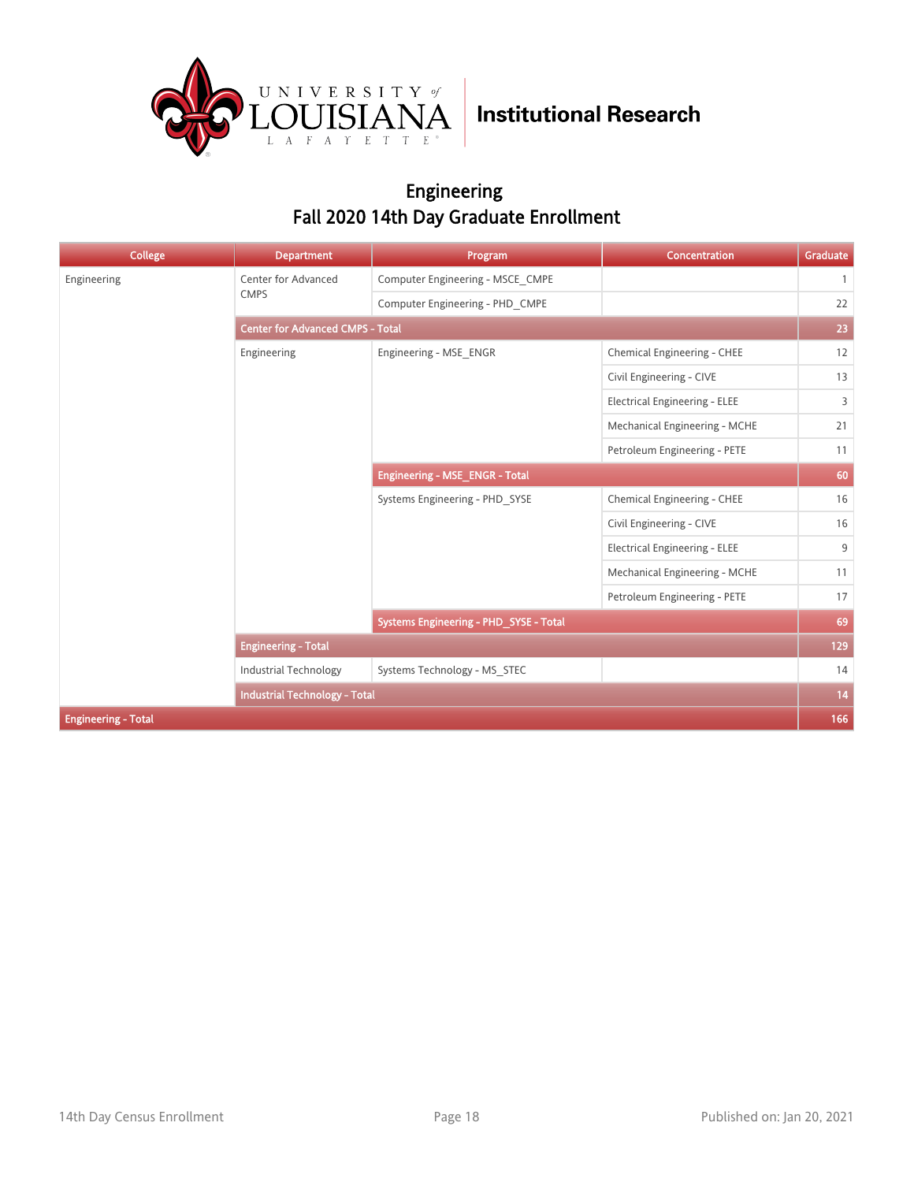Institutional Research

# Engineering
## Fall 2020 14th Day Graduate Enrollment

| College | Department | Program | Concentration | Graduate |
|---|---|---|---|---|
| Engineering | Center for Advanced CMPS | Computer Engineering - MSCE_CMPE | | 1 |
| | | Computer Engineering - PHD_CMPE | | 22 |
| | **Center for Advanced CMPS - Total** | | | **23** |
| | Engineering | Engineering - MSE_ENGR | Chemical Engineering - CHEE | 12 |
| | | | Civil Engineering - CIVE | 13 |
| | | | Electrical Engineering - ELEE | 3 |
| | | | Mechanical Engineering - MCHE | 21 |
| | | | Petroleum Engineering - PETE | 11 |
| | | **Engineering - MSE_ENGR - Total** | | **60** |
| | | Systems Engineering - PHD_SYSE | Chemical Engineering - CHEE | 16 |
| | | | Civil Engineering - CIVE | 16 |
| | | | Electrical Engineering - ELEE | 9 |
| | | | Mechanical Engineering - MCHE | 11 |
| | | | Petroleum Engineering - PETE | 17 |
| | | **Systems Engineering - PHD_SYSE - Total** | | **69** |
| | **Engineering - Total** | | | **129** |
| | Industrial Technology | Systems Technology - MS_STEC | | 14 |
| | **Industrial Technology - Total** | | | **14** |
| **Engineering - Total** | | | | **166** |

14th Day Census Enrollment

Published on: Jan 20, 2021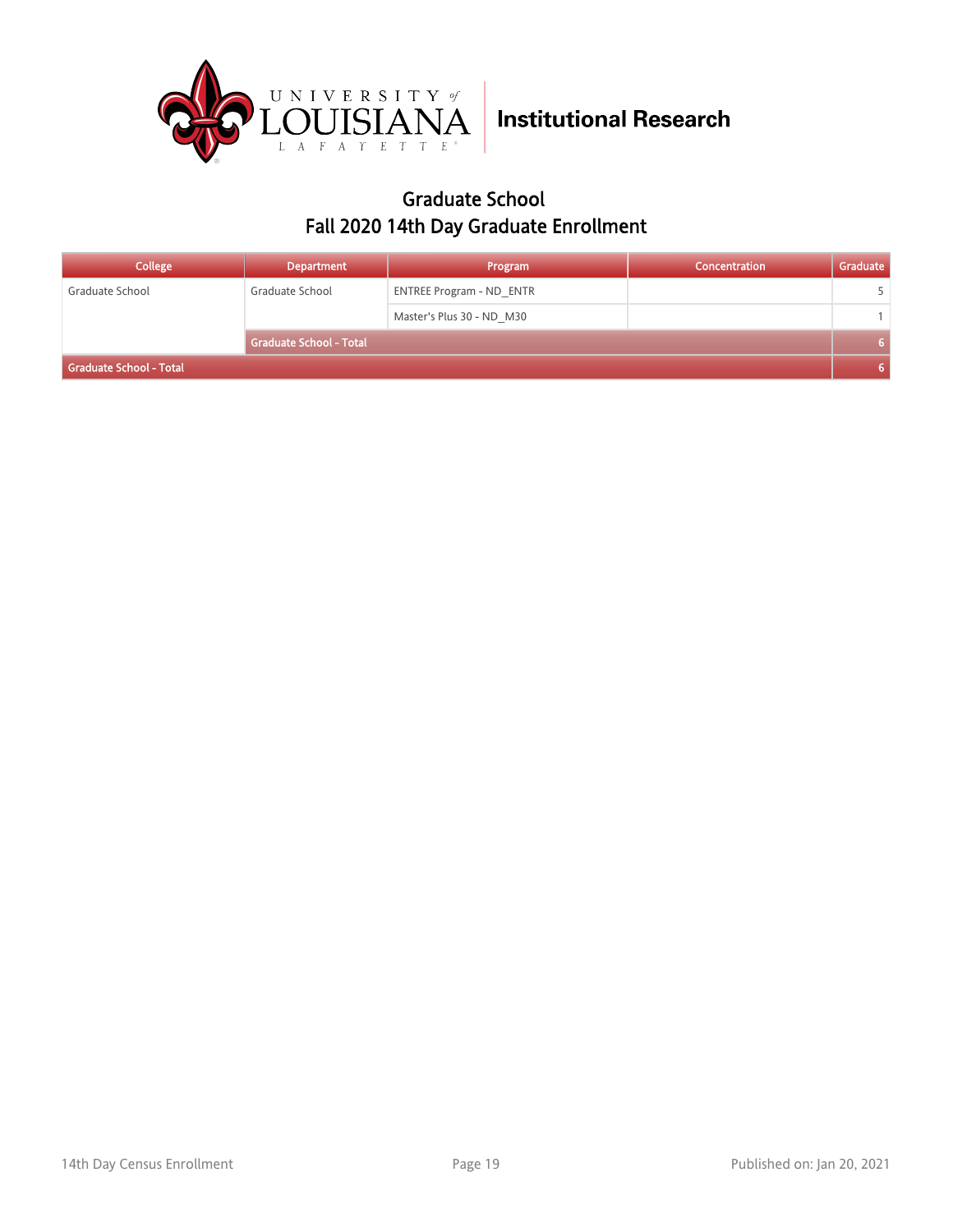University of Louisiana Lafayette | Institutional Research

## Graduate School
## Fall 2020 14th Day Graduate Enrollment

| College | Department | Program | Concentration | Graduate |
|---|---|---|---|---|
| Graduate School | Graduate School | ENTREE Program - ND_ENTR | | 5 |
| | | Master's Plus 30 - ND_M30 | | 1 |
| | Graduate School - Total | | | 6 |
| Graduate School - Total | | | | 6 |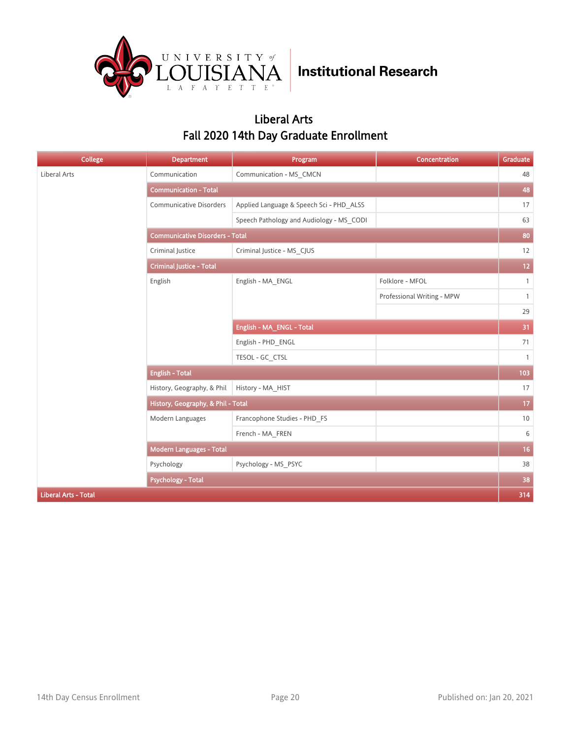# Liberal Arts

## Fall 2020 14th Day Graduate Enrollment

| College | Department | Program | Concentration | Graduate |
|---|---|---|---|---|
| Liberal Arts | Communication | Communication - MS_CMCN | | 48 |
| | Communication - Total | | | 48 |
| | Communicative Disorders | Applied Language & Speech Sci - PHD_ALSS | | 17 |
| | | Speech Pathology and Audiology - MS_CODI | | 63 |
| | Communicative Disorders - Total | | | 80 |
| | Criminal Justice | Criminal Justice - MS_CJUS | | 12 |
| | Criminal Justice - Total | | | 12 |
| | English | English - MA_ENGL | Folklore - MFOL | 1 |
| | | | Professional Writing - MPW | 1 |
| | | | | 29 |
| | | English - MA_ENGL - Total | | 31 |
| | | English - PHD_ENGL | | 71 |
| | | TESOL - GC_CTSL | | 1 |
| | English - Total | | | 103 |
| | History, Geography, & Phil | History - MA_HIST | | 17 |
| | History, Geography, & Phil - Total | | | 17 |
| | Modern Languages | Francophone Studies - PHD_FS | | 10 |
| | | French - MA_FREN | | 6 |
| | Modern Languages - Total | | | 16 |
| | Psychology | Psychology - MS_PSYC | | 38 |
| | Psychology - Total | | | 38 |
| Liberal Arts - Total | | | | 314 |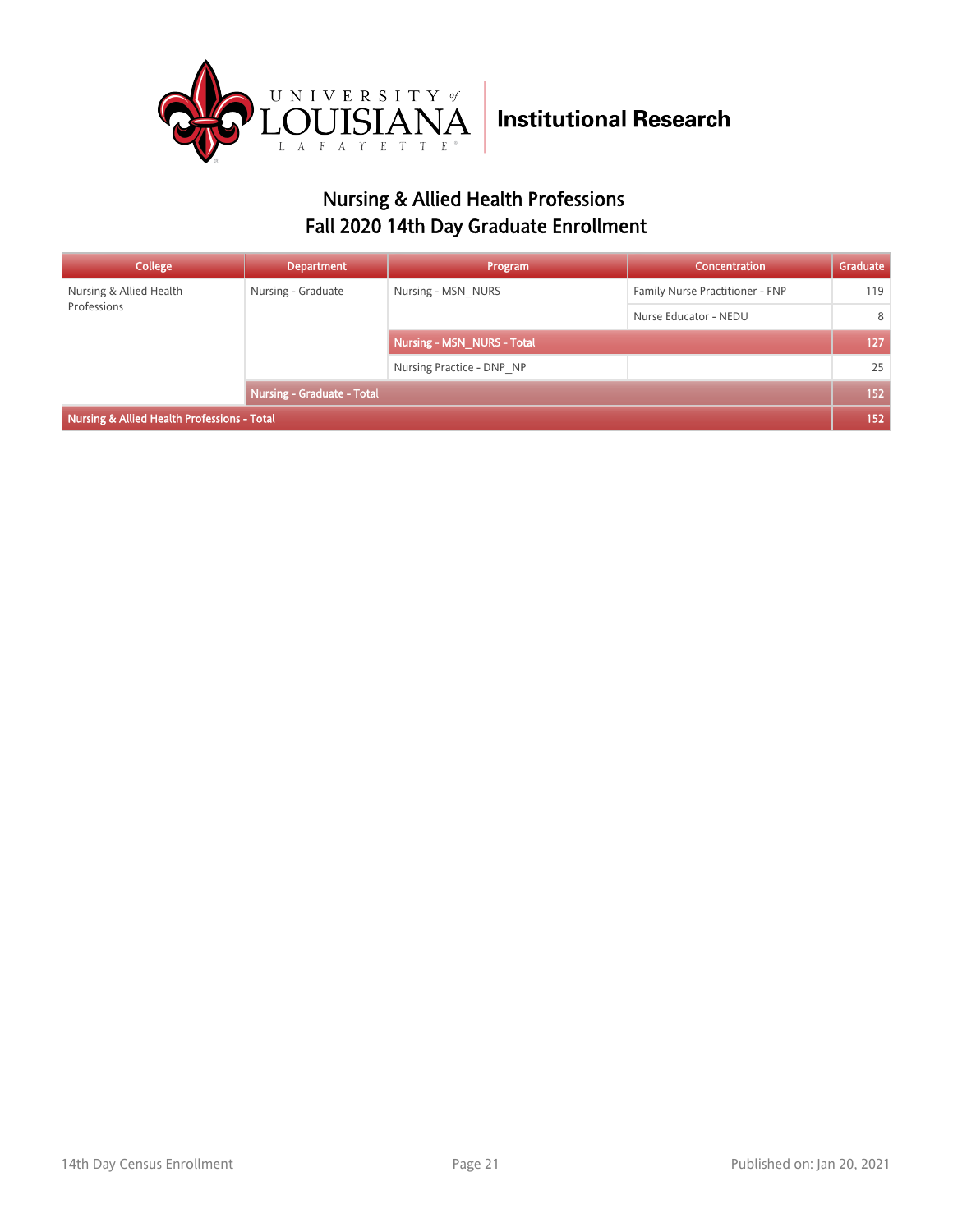UNIVERSITY of LOUISIANA LAFAYETTE | Institutional Research

# Nursing & Allied Health Professions
## Fall 2020 14th Day Graduate Enrollment

| College | Department | Program | Concentration | Graduate |
|---|---|---|---|---|
| Nursing & Allied Health Professions | Nursing - Graduate | Nursing - MSN_NURS | Family Nurse Practitioner - FNP | 119 |
| | | | Nurse Educator - NEDU | 8 |
| | | Nursing - MSN_NURS - Total | | 127 |
| | | Nursing Practice - DNP_NP | | 25 |
| | Nursing - Graduate - Total | | | 152 |
| Nursing & Allied Health Professions - Total | | | | 152 |

14th Day Census Enrollment | Published on: Jan 20, 2021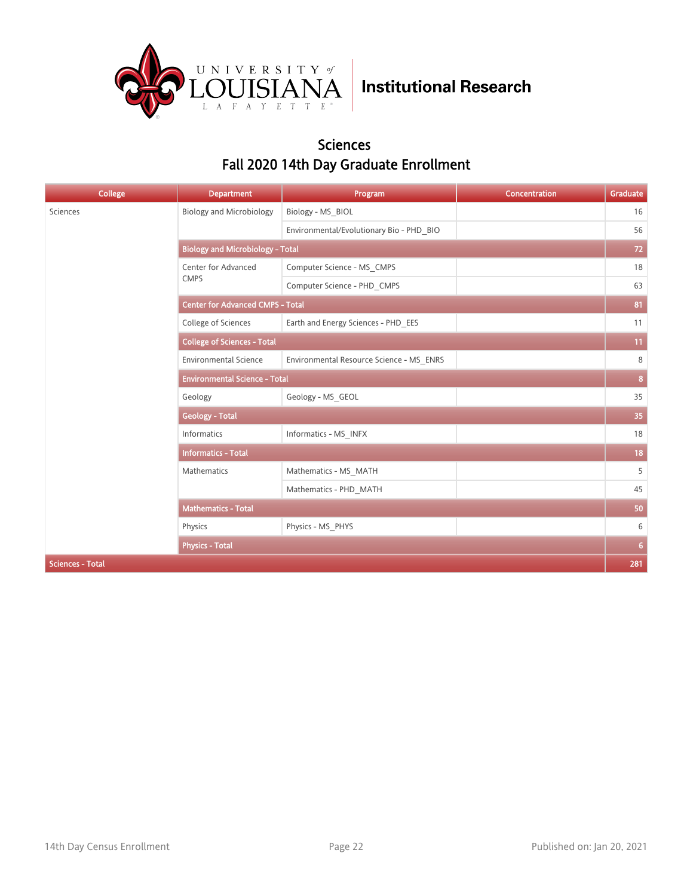University of Louisiana Lafayette | Institutional Research

## Sciences
## Fall 2020 14th Day Graduate Enrollment

| College | Department | Program | Concentration | Graduate |
|---|---|---|---|---|
| Sciences | Biology and Microbiology | Biology - MS_BIOL | | 16 |
| | | Environmental/Evolutionary Bio - PHD_BIO | | 56 |
| | **Biology and Microbiology - Total** | | | **72** |
| | Center for Advanced CMPS | Computer Science - MS_CMPS | | 18 |
| | | Computer Science - PHD_CMPS | | 63 |
| | **Center for Advanced CMPS - Total** | | | **81** |
| | College of Sciences | Earth and Energy Sciences - PHD_EES | | 11 |
| | **College of Sciences - Total** | | | **11** |
| | Environmental Science | Environmental Resource Science - MS_ENRS | | 8 |
| | **Environmental Science - Total** | | | **8** |
| | Geology | Geology - MS_GEOL | | 35 |
| | **Geology - Total** | | | **35** |
| | Informatics | Informatics - MS_INFX | | 18 |
| | **Informatics - Total** | | | **18** |
| | Mathematics | Mathematics - MS_MATH | | 5 |
| | | Mathematics - PHD_MATH | | 45 |
| | **Mathematics - Total** | | | **50** |
| | Physics | Physics - MS_PHYS | | 6 |
| | **Physics - Total** | | | **6** |
| **Sciences - Total** | | | | **281** |

14th Day Census Enrollment

Published on: Jan 20, 2021